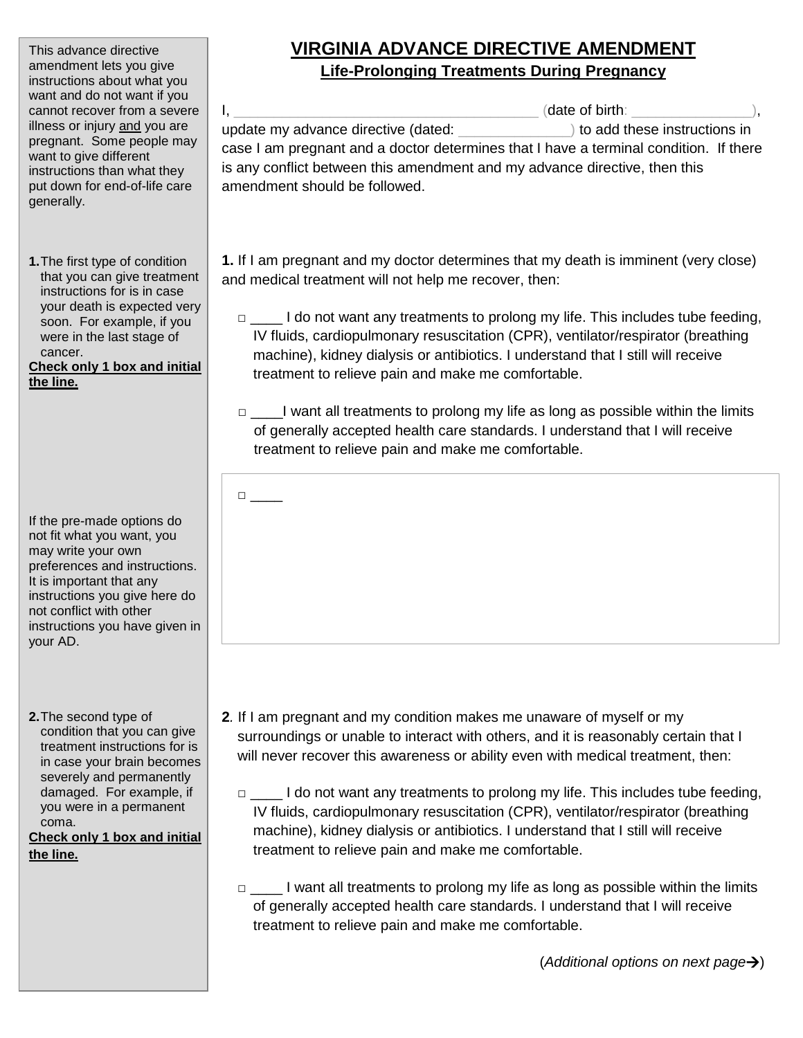# VIRGINIA ADVANCE DIRECTIVE AMENDMENT

## Life-Prolonging Treatments During Pregnancy

This advance directive amendment lets you give instructions about what you want and do not want if you cannot recover from a severe illness or injury and you are pregnant. Some people may want to give different instructions than what they put down for end-of-life care generally.

I, _________________________________________ (date of birth: _______________), update my advance directive (dated: ______________) to add these instructions in case I am pregnant and a doctor determines that I have a terminal condition. If there is any conflict between this amendment and my advance directive, then this amendment should be followed.

**1.** The first type of condition that you can give treatment instructions for is in case your death is expected very soon. For example, if you were in the last stage of cancer.

**Check only 1 box and initial the line.**

**1.** If I am pregnant and my doctor determines that my death is imminent (very close) and medical treatment will not help me recover, then:

□ ____ I do not want any treatments to prolong my life. This includes tube feeding, IV fluids, cardiopulmonary resuscitation (CPR), ventilator/respirator (breathing machine), kidney dialysis or antibiotics. I understand that I still will receive treatment to relieve pain and make me comfortable.

□ ____I want all treatments to prolong my life as long as possible within the limits of generally accepted health care standards. I understand that I will receive treatment to relieve pain and make me comfortable.

If the pre-made options do not fit what you want, you may write your own preferences and instructions. It is important that any instructions you give here do not conflict with other instructions you have given in your AD.

□ ____

**2.** The second type of condition that you can give treatment instructions for is in case your brain becomes severely and permanently damaged. For example, if you were in a permanent coma.

**Check only 1 box and initial the line.**

**2**. If I am pregnant and my condition makes me unaware of myself or my surroundings or unable to interact with others, and it is reasonably certain that I will never recover this awareness or ability even with medical treatment, then:

□ ____ I do not want any treatments to prolong my life. This includes tube feeding, IV fluids, cardiopulmonary resuscitation (CPR), ventilator/respirator (breathing machine), kidney dialysis or antibiotics. I understand that I still will receive treatment to relieve pain and make me comfortable.

□ ____ I want all treatments to prolong my life as long as possible within the limits of generally accepted health care standards. I understand that I will receive treatment to relieve pain and make me comfortable.

(*Additional options on next page*→)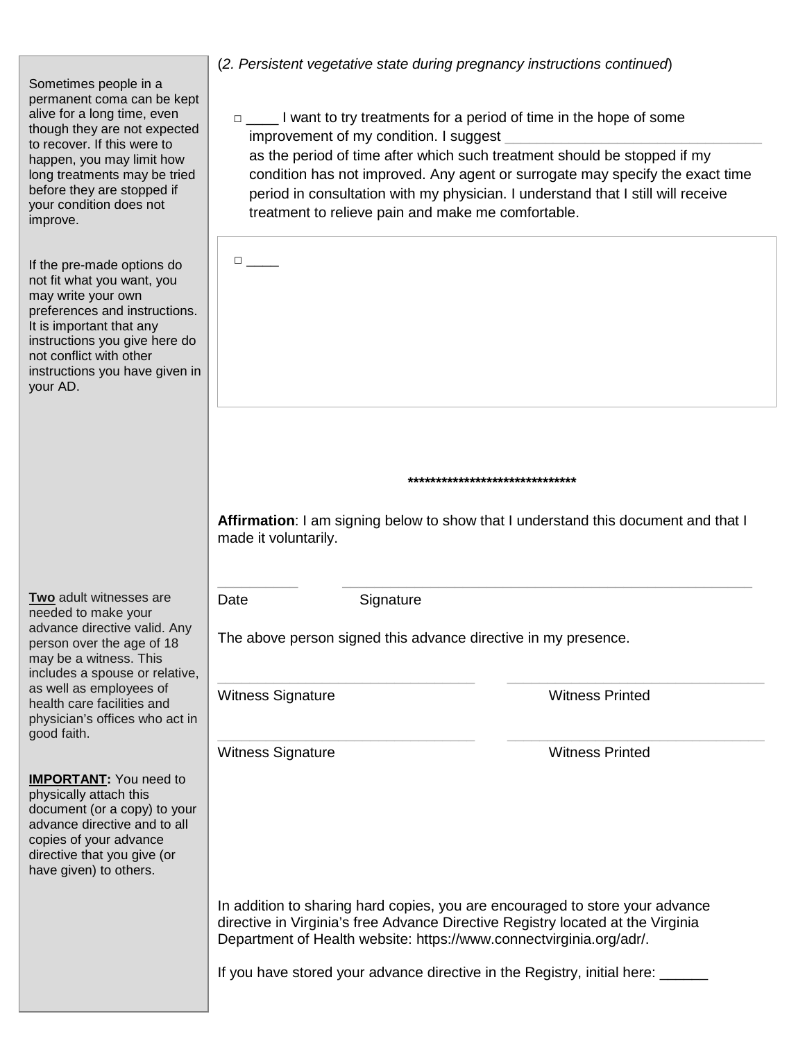(*2. Persistent vegetative state during pregnancy instructions continued*)

Sometimes people in a permanent coma can be kept alive for a long time, even though they are not expected to recover. If this were to happen, you may limit how long treatments may be tried before they are stopped if your condition does not improve.

□ ____ I want to try treatments for a period of time in the hope of some improvement of my condition. I suggest ________________________________ as the period of time after which such treatment should be stopped if my condition has not improved. Any agent or surrogate may specify the exact time period in consultation with my physician. I understand that I still will receive treatment to relieve pain and make me comfortable.

If the pre-made options do not fit what you want, you may write your own preferences and instructions. It is important that any instructions you give here do not conflict with other instructions you have given in your AD.

□ ____

******************************

**Affirmation**: I am signing below to show that I understand this document and that I made it voluntarily.

__________ ______________________________________________________

Date Signature

**Two** adult witnesses are needed to make your advance directive valid. Any person over the age of 18 may be a witness. This includes a spouse or relative, as well as employees of health care facilities and physician's offices who act in good faith.

The above person signed this advance directive in my presence.

_________________________________ _________________________________

Witness Signature Witness Printed

_________________________________ _________________________________

Witness Signature Witness Printed

**IMPORTANT:** You need to physically attach this document (or a copy) to your advance directive and to all copies of your advance directive that you give (or have given) to others.

In addition to sharing hard copies, you are encouraged to store your advance directive in Virginia's free Advance Directive Registry located at the Virginia Department of Health website: https://www.connectvirginia.org/adr/.

If you have stored your advance directive in the Registry, initial here: ______